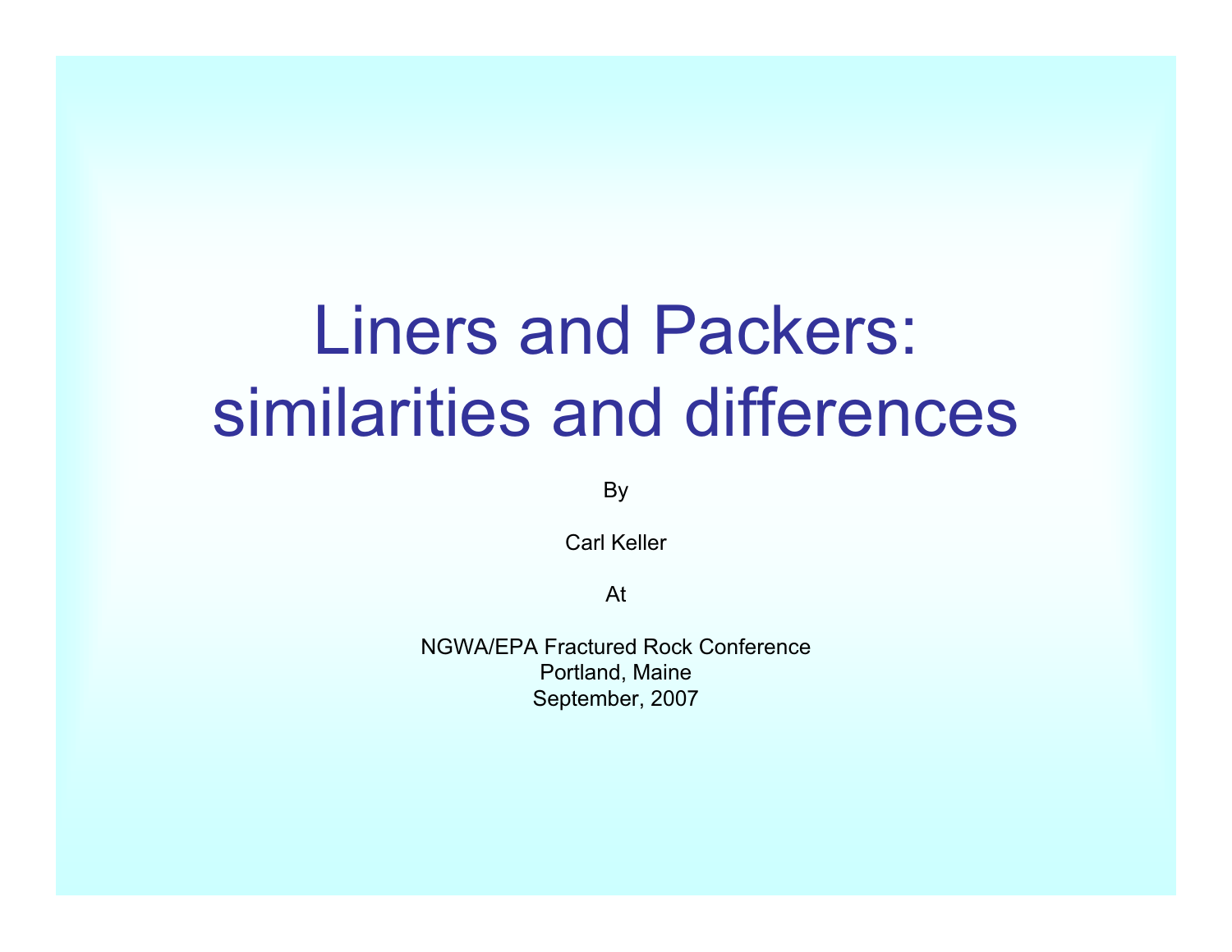# Liners and Packers: similarities and differences

By

Carl Keller

At

NGWA/EPA Fractured Rock Conference
Portland, Maine
September, 2007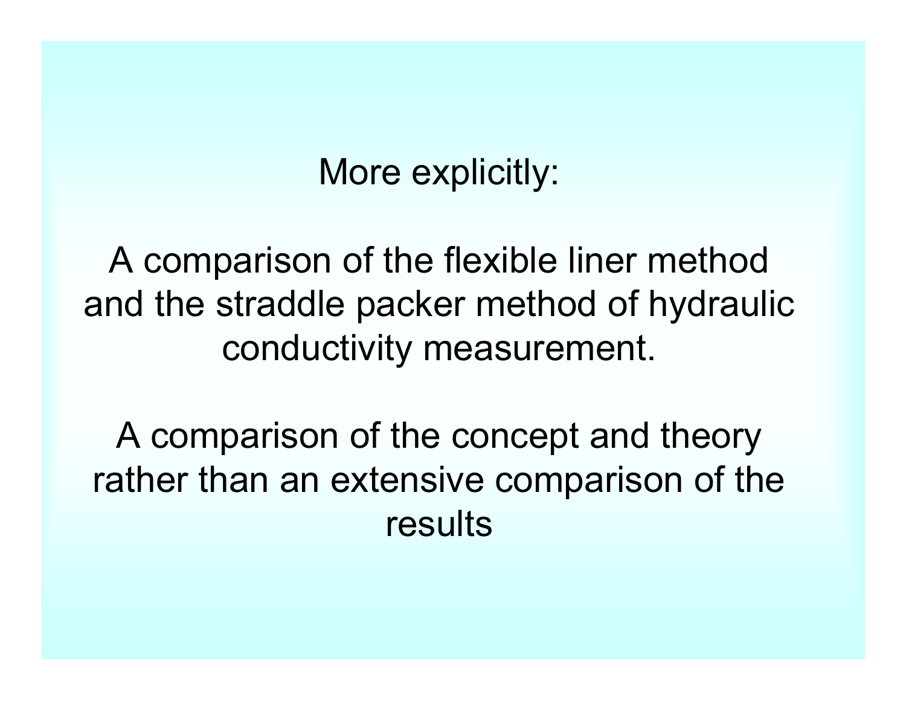More explicitly:

A comparison of the flexible liner method and the straddle packer method of hydraulic conductivity measurement.

A comparison of the concept and theory rather than an extensive comparison of the results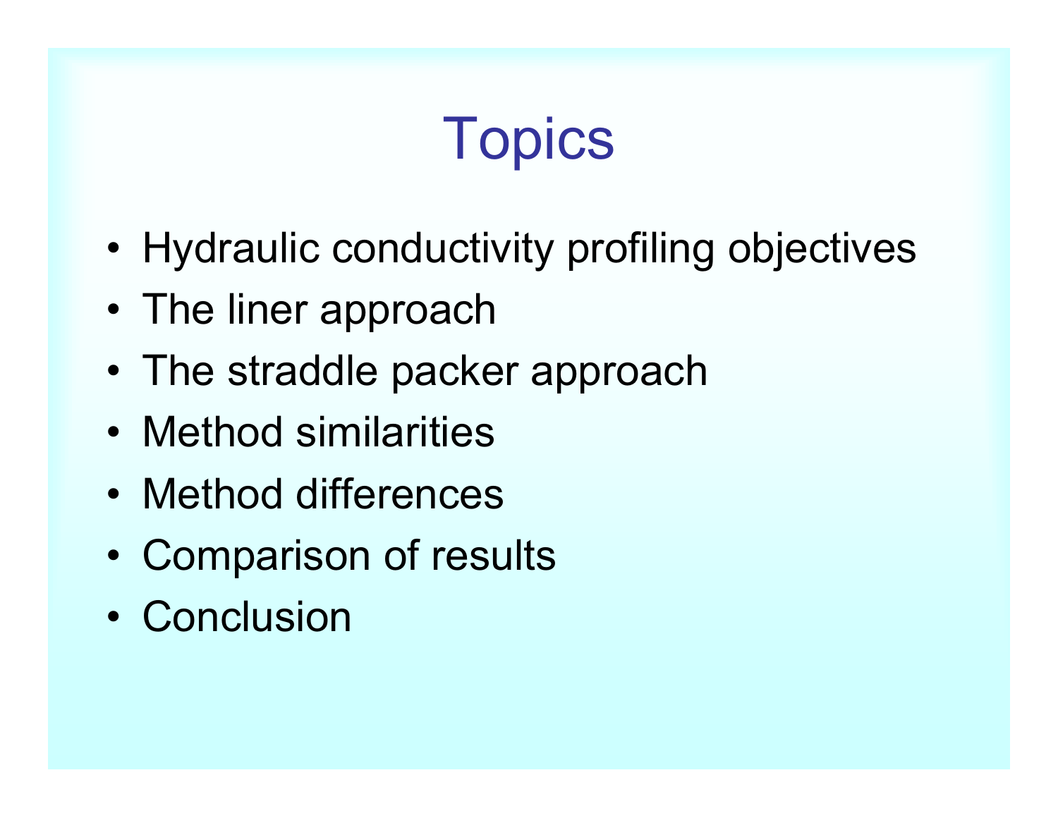# Topics

- Hydraulic conductivity profiling objectives
- The liner approach
- The straddle packer approach
- Method similarities
- Method differences
- Comparison of results
- Conclusion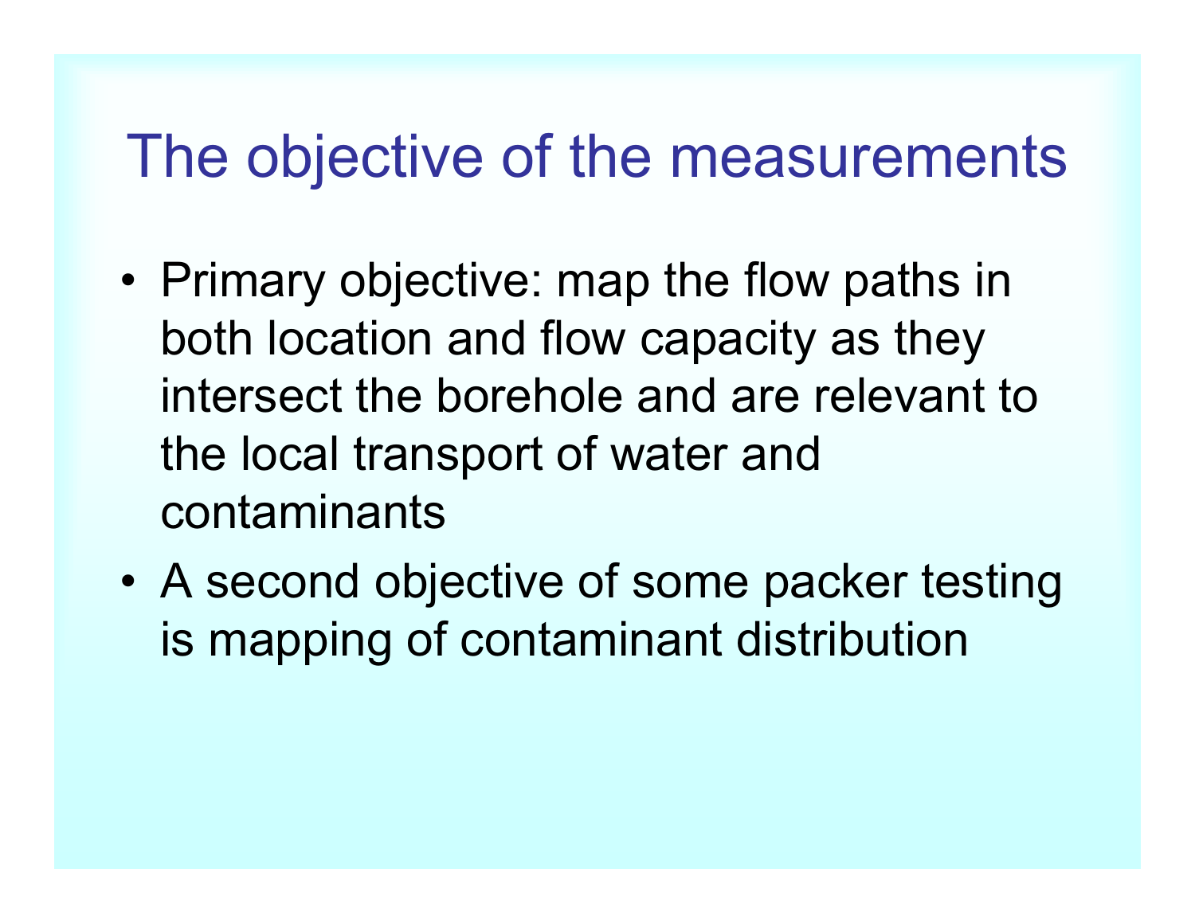# The objective of the measurements

- Primary objective: map the flow paths in both location and flow capacity as they intersect the borehole and are relevant to the local transport of water and contaminants
- A second objective of some packer testing is mapping of contaminant distribution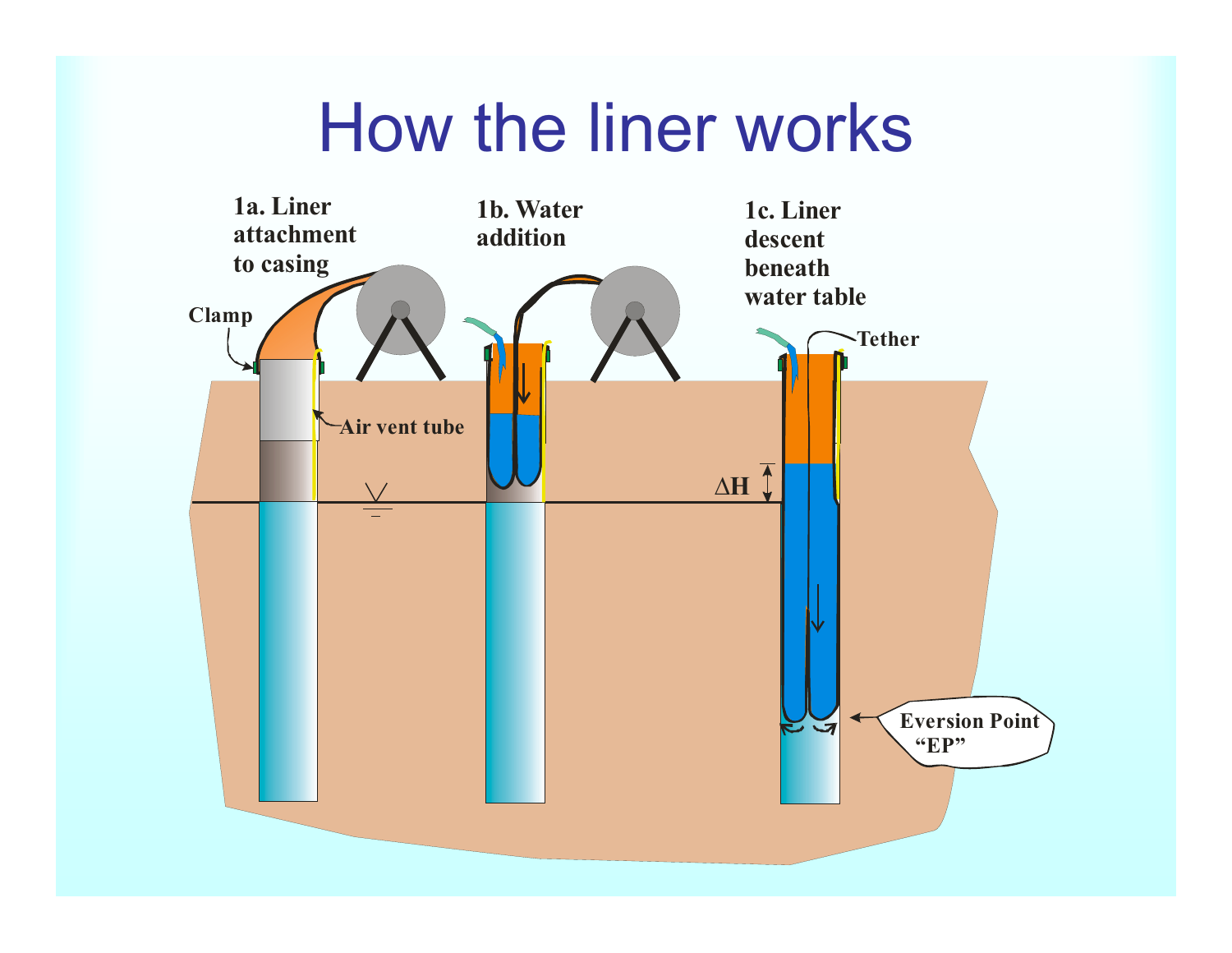# How the liner works

**1a. Liner attachment to casing**

Clamp

Air vent tube

**1b. Water addition**

**1c. Liner descent beneath water table**

Tether

$\Delta H$

Eversion Point "EP"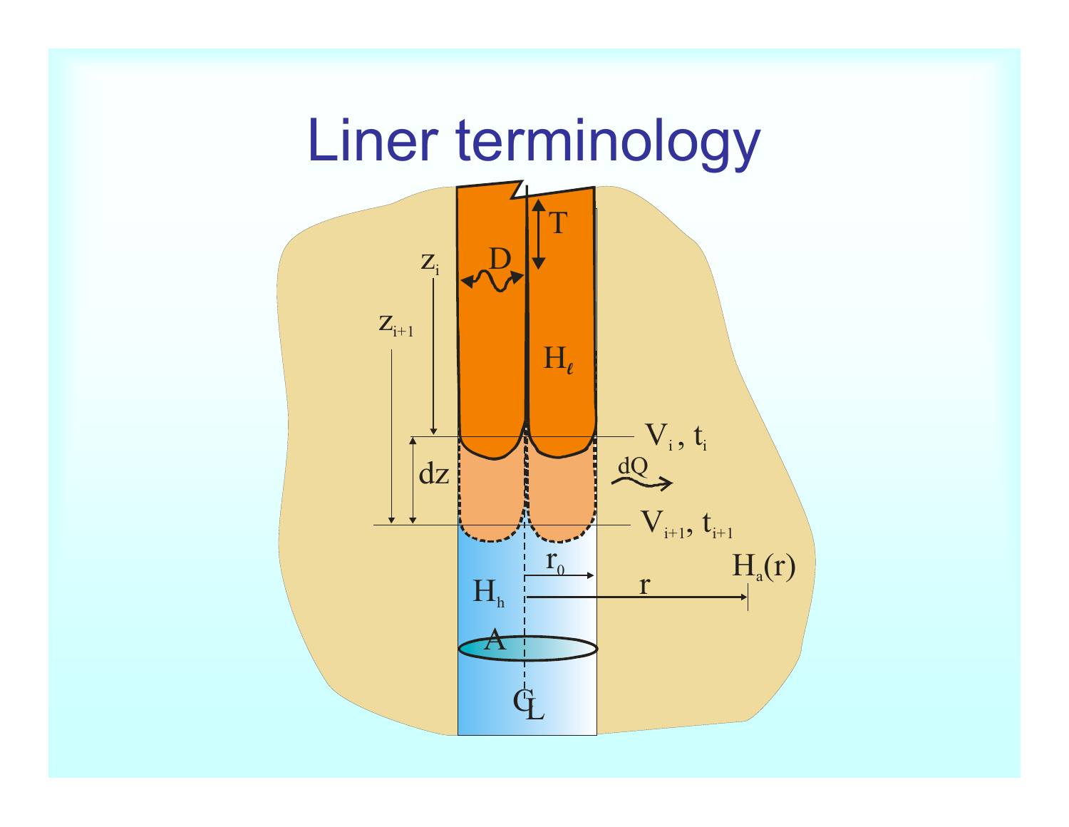# Liner terminology

T

D

$z_i$

$z_{i+1}$

$H_\ell$

$V_i$ , $t_i$

dz

dQ

$V_{i+1}$, $t_{i+1}$

$r_0$

r

$H_a(r)$

$H_h$

A

CL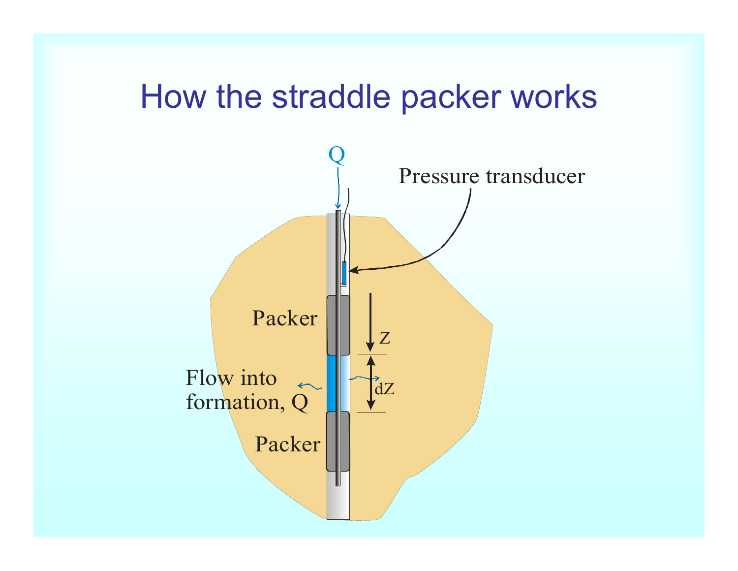# How the straddle packer works

Q

Pressure transducer

Packer

Z

dZ

Flow into formation, Q

Packer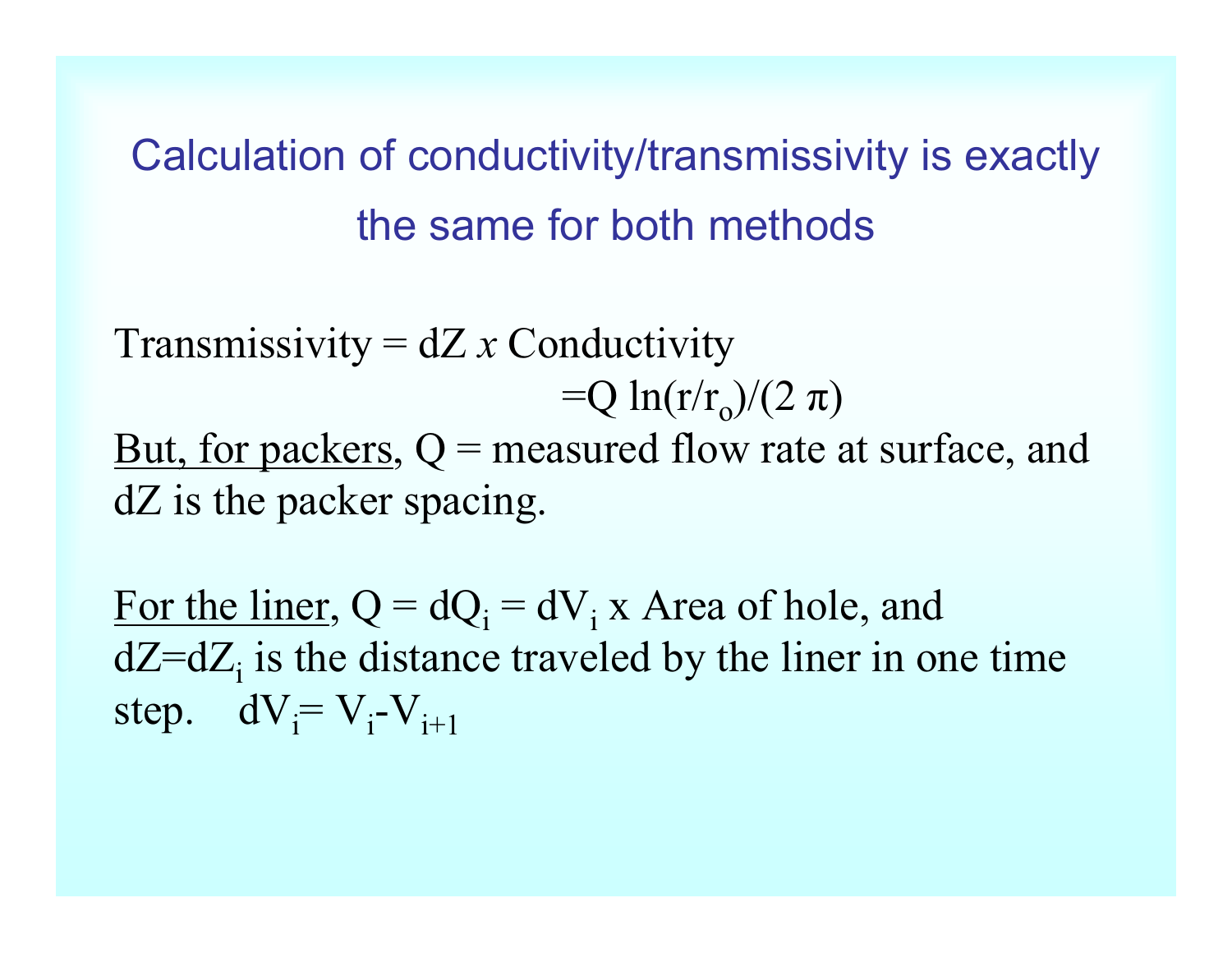## Calculation of conductivity/transmissivity is exactly the same for both methods

Transmissivity = dZ *x* Conductivity

$$= Q \ln(r/r_o)/(2\pi)$$

<u>But, for packers</u>, Q = measured flow rate at surface, and dZ is the packer spacing.

<u>For the liner</u>, $Q = dQ_i = dV_i$ x Area of hole, and $dZ=dZ_i$ is the distance traveled by the liner in one time step. $dV_i = V_i - V_{i+1}$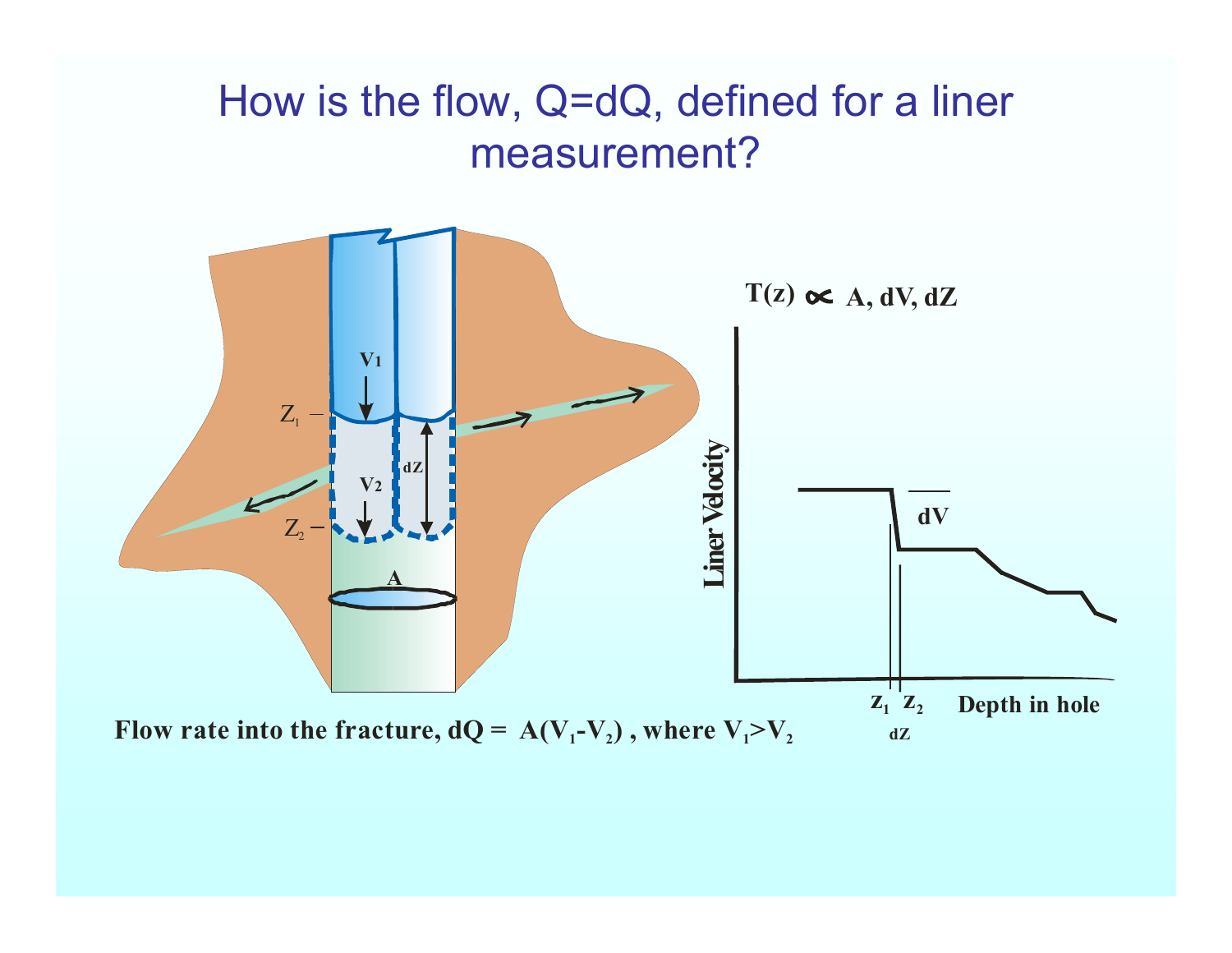# How is the flow, Q=dQ, defined for a liner measurement?

$V_1$

$Z_1$

$V_2$

dZ

$Z_2$

A

$T(z) \propto A, dV, dZ$

Liner Velocity

dV

$Z_1$ $Z_2$ Depth in hole

dZ

**Flow rate into the fracture, $dQ = A(V_1 - V_2)$ , where $V_1 > V_2$**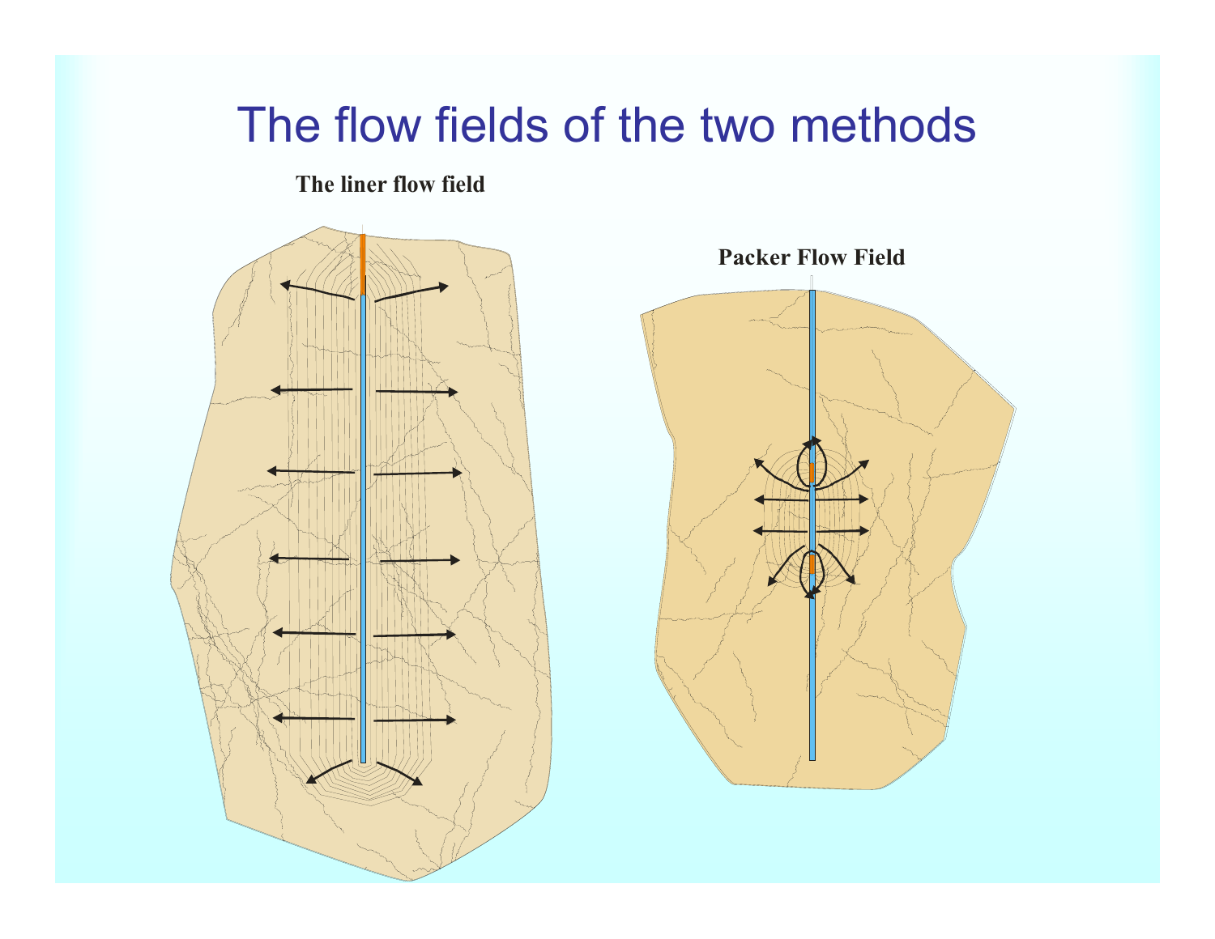# The flow fields of the two methods

**The liner flow field**

**Packer Flow Field**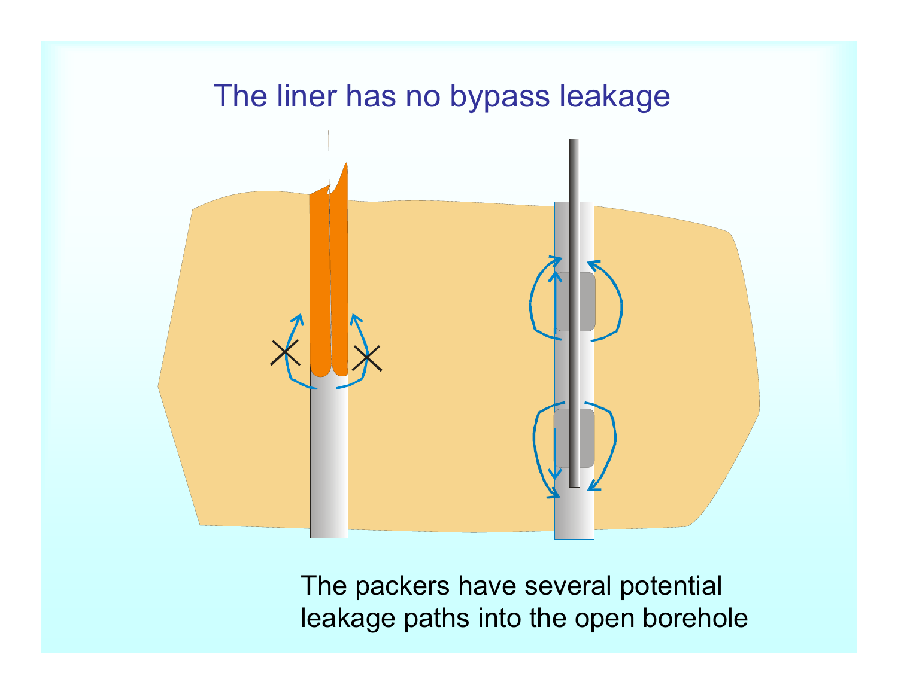# The liner has no bypass leakage

The packers have several potential leakage paths into the open borehole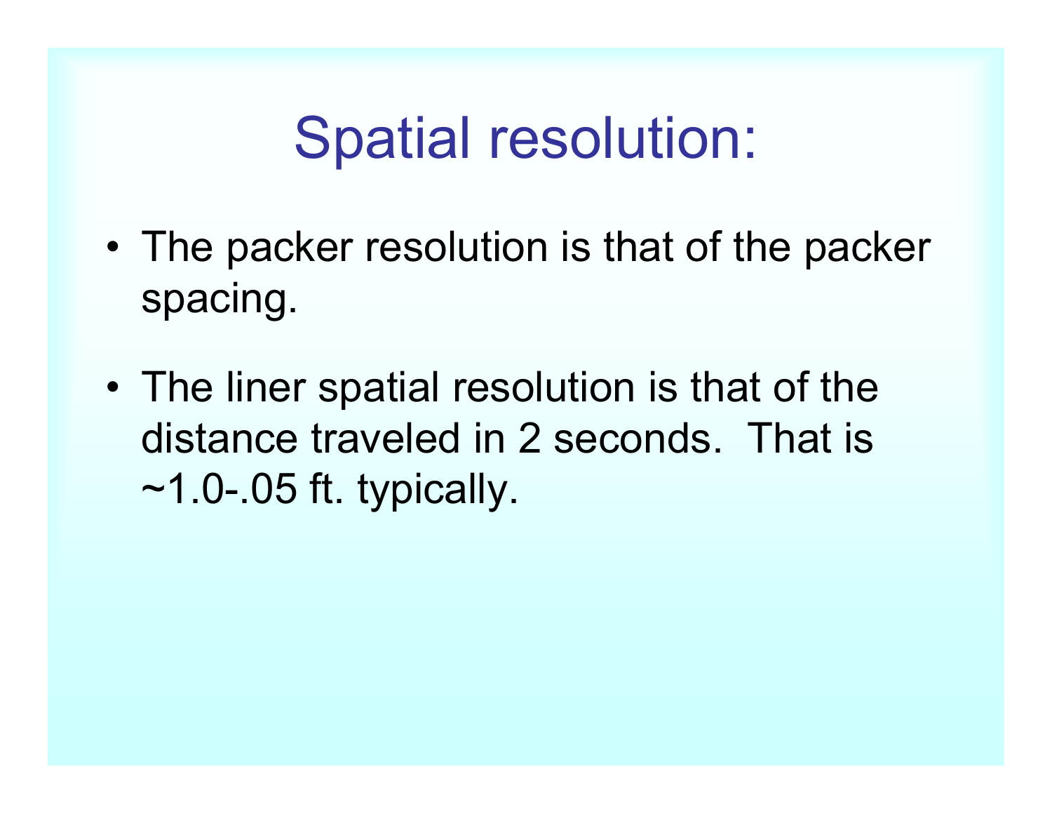# Spatial resolution:

- The packer resolution is that of the packer spacing.
- The liner spatial resolution is that of the distance traveled in 2 seconds. That is ~1.0-.05 ft. typically.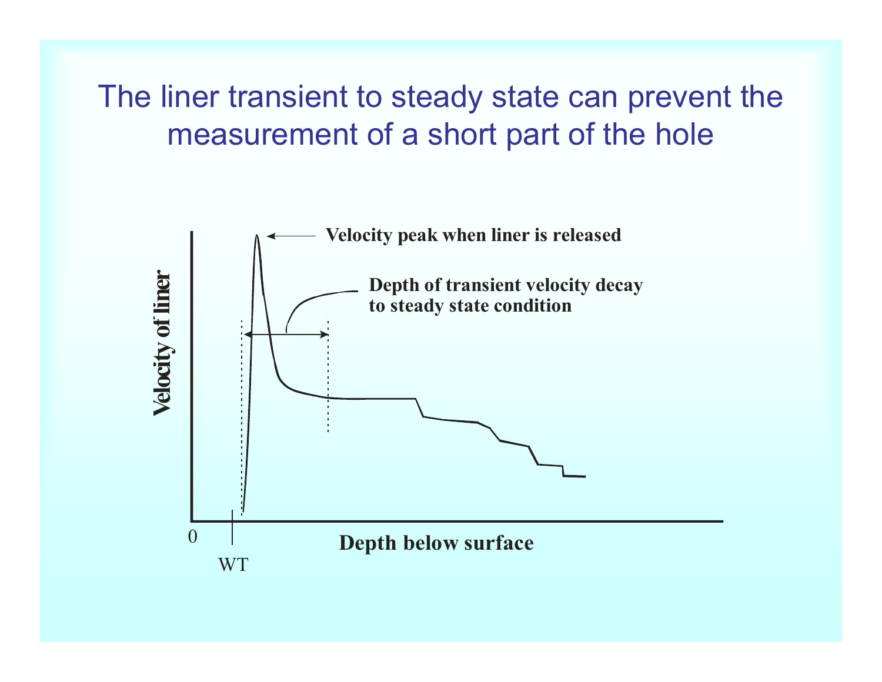# The liner transient to steady state can prevent the measurement of a short part of the hole

Velocity peak when liner is released

Depth of transient velocity decay to steady state condition

Velocity of liner

0

WT

Depth below surface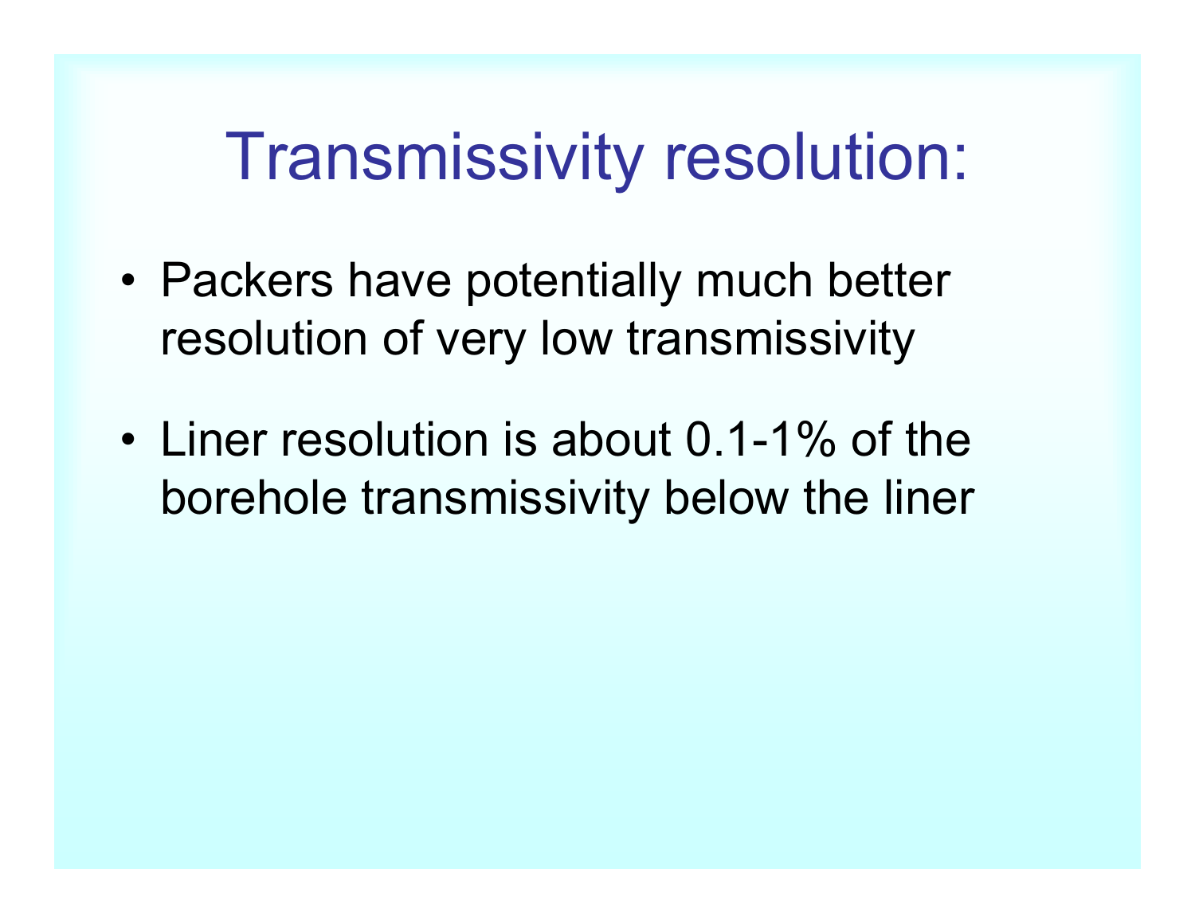# Transmissivity resolution:

- Packers have potentially much better resolution of very low transmissivity
- Liner resolution is about 0.1-1% of the borehole transmissivity below the liner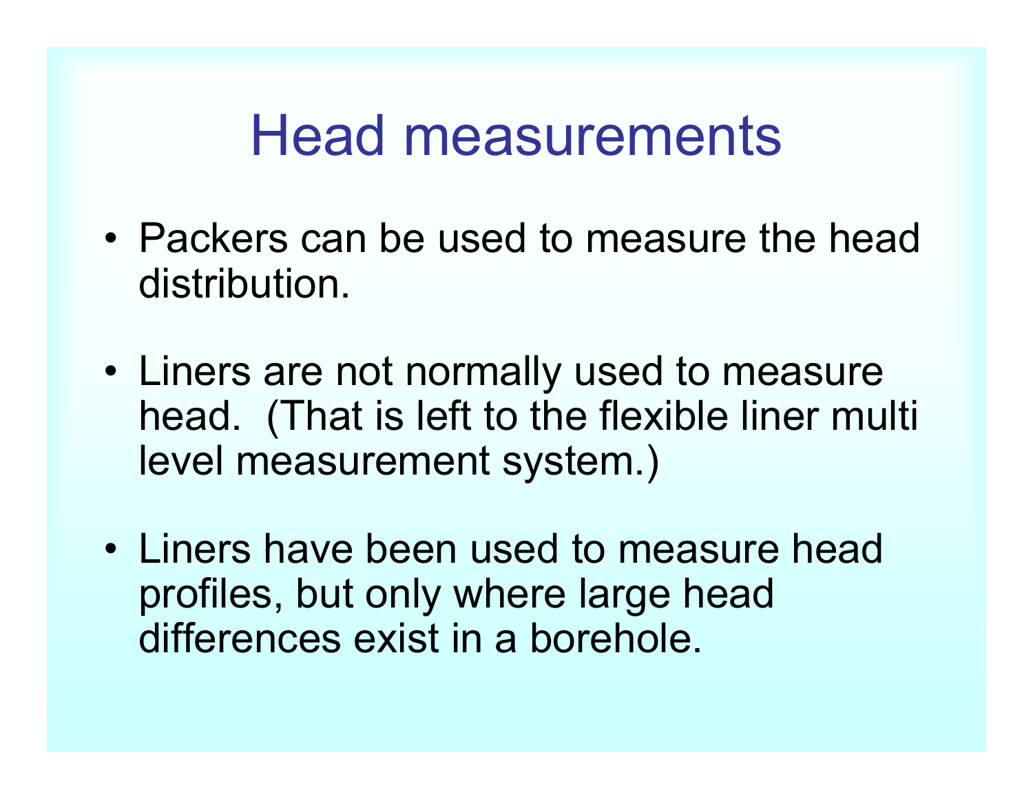# Head measurements

- Packers can be used to measure the head distribution.
- Liners are not normally used to measure head.  (That is left to the flexible liner multi level measurement system.)
- Liners have been used to measure head profiles, but only where large head differences exist in a borehole.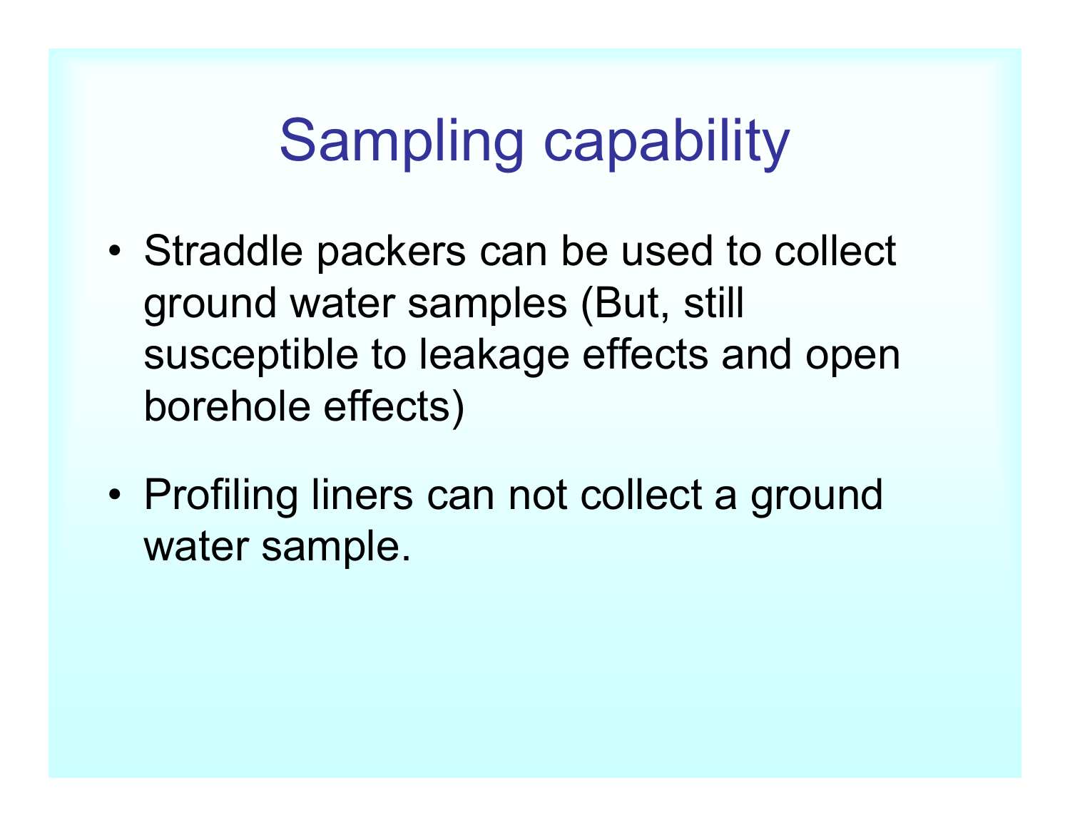# Sampling capability

- Straddle packers can be used to collect ground water samples (But, still susceptible to leakage effects and open borehole effects)

- Profiling liners can not collect a ground water sample.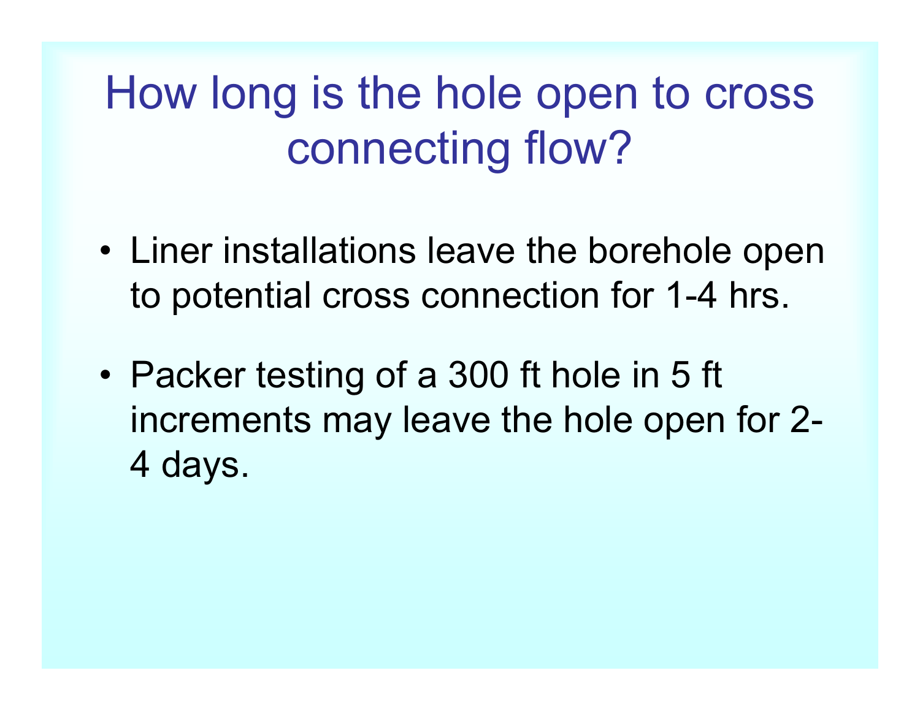# How long is the hole open to cross connecting flow?

- Liner installations leave the borehole open to potential cross connection for 1-4 hrs.
- Packer testing of a 300 ft hole in 5 ft increments may leave the hole open for 2-4 days.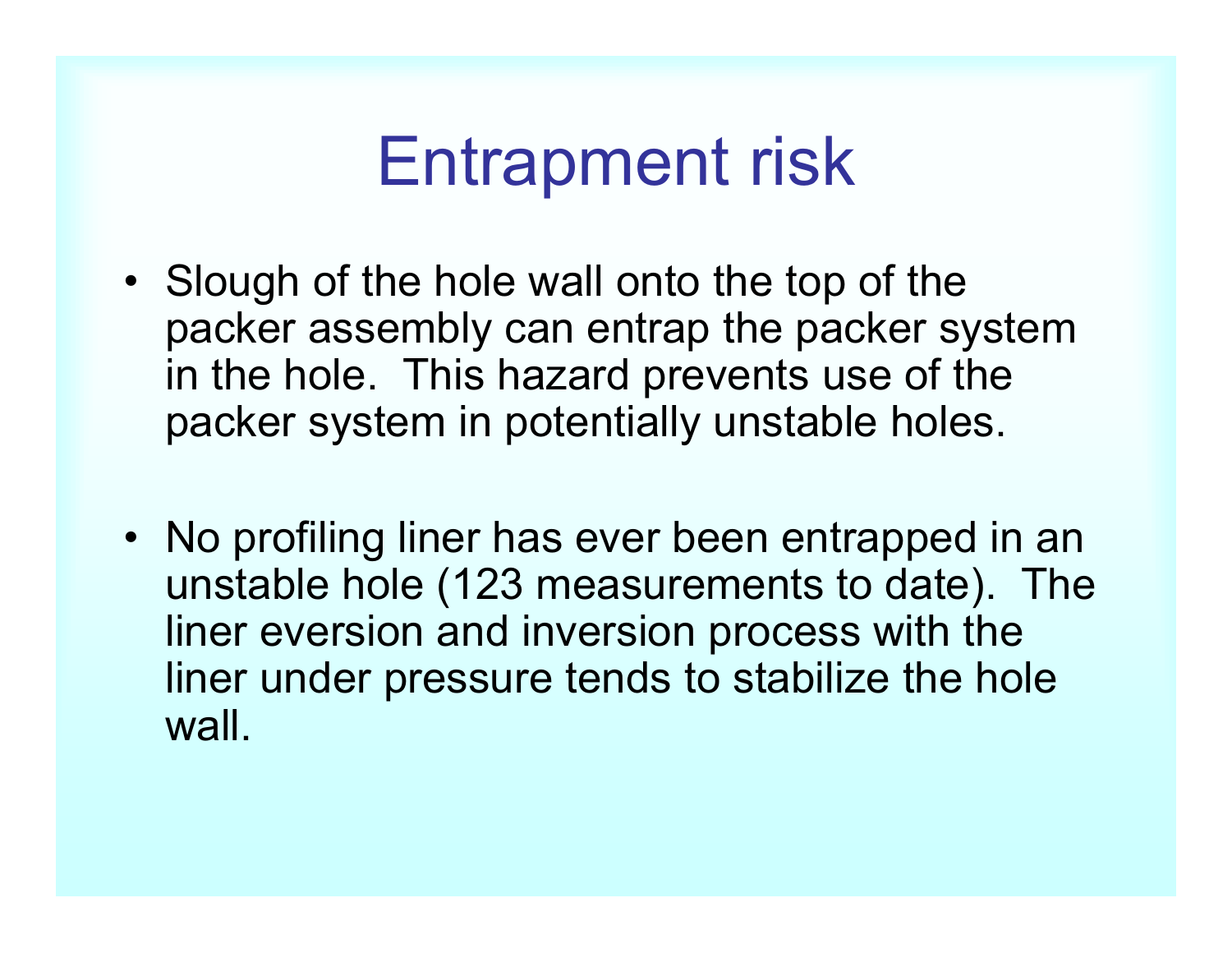# Entrapment risk

- Slough of the hole wall onto the top of the packer assembly can entrap the packer system in the hole. This hazard prevents use of the packer system in potentially unstable holes.

- No profiling liner has ever been entrapped in an unstable hole (123 measurements to date). The liner eversion and inversion process with the liner under pressure tends to stabilize the hole wall.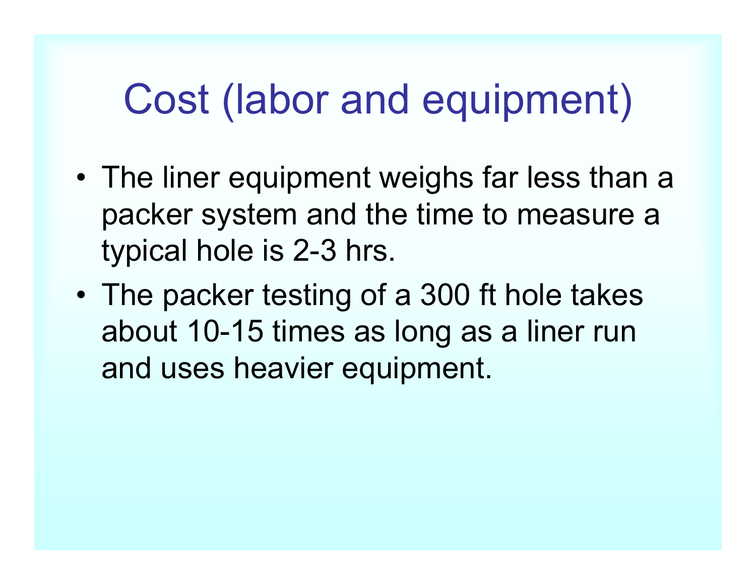# Cost (labor and equipment)

- The liner equipment weighs far less than a packer system and the time to measure a typical hole is 2-3 hrs.
- The packer testing of a 300 ft hole takes about 10-15 times as long as a liner run and uses heavier equipment.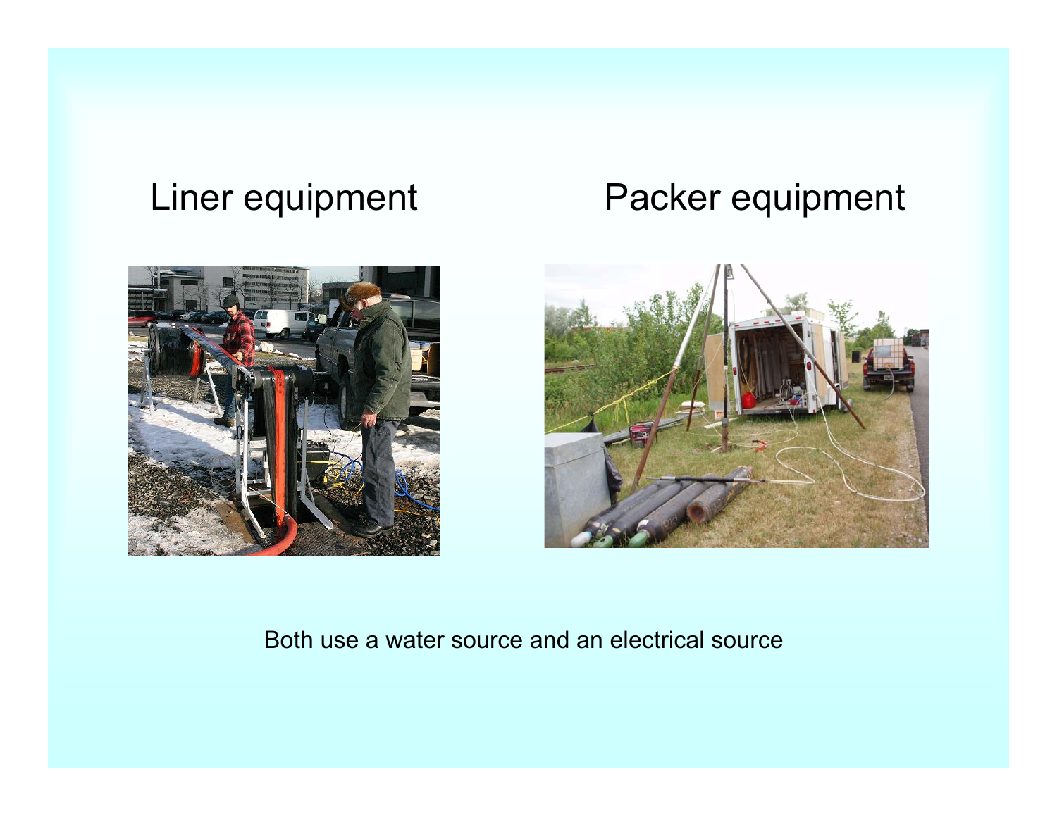Liner equipment

Packer equipment

Both use a water source and an electrical source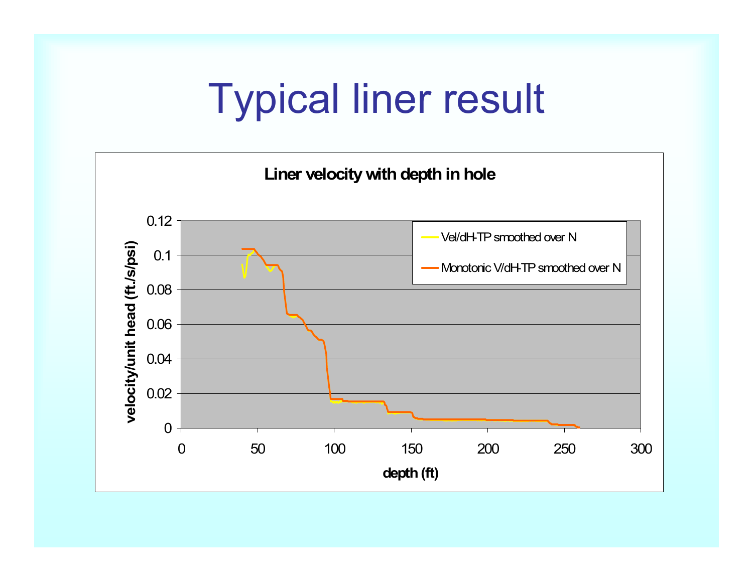# Typical liner result

**Liner velocity with depth in hole**

velocity/unit head (ft./s/psi)

depth (ft)

Vel/dH-TP smoothed over N

Monotonic V/dH-TP smoothed over N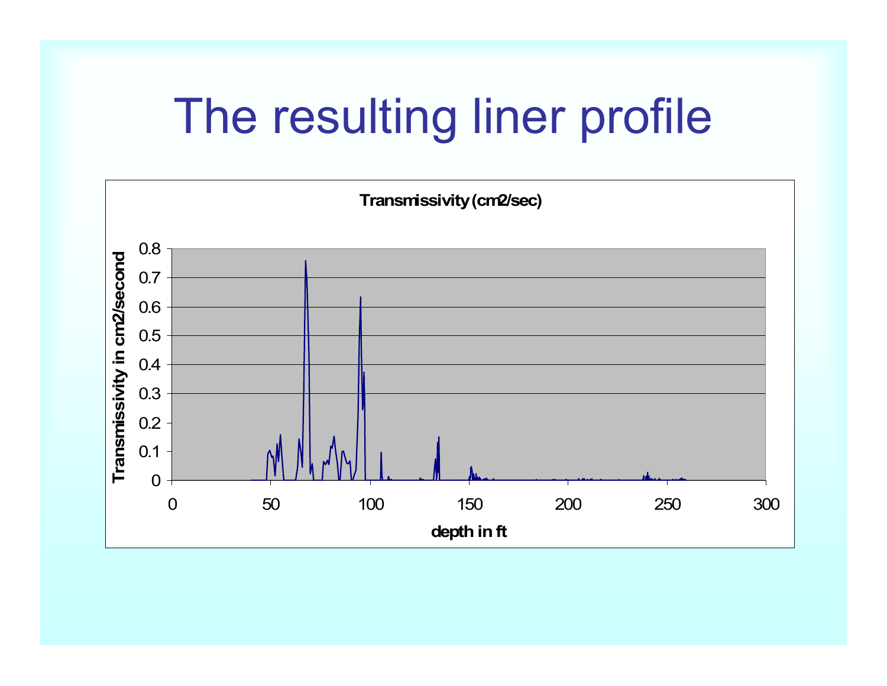# The resulting liner profile

**Transmissivity (cm2/sec)**

Transmissivity in cm2/second

0.8
0.7
0.6
0.5
0.4
0.3
0.2
0.1
0

0 50 100 150 200 250 300

depth in ft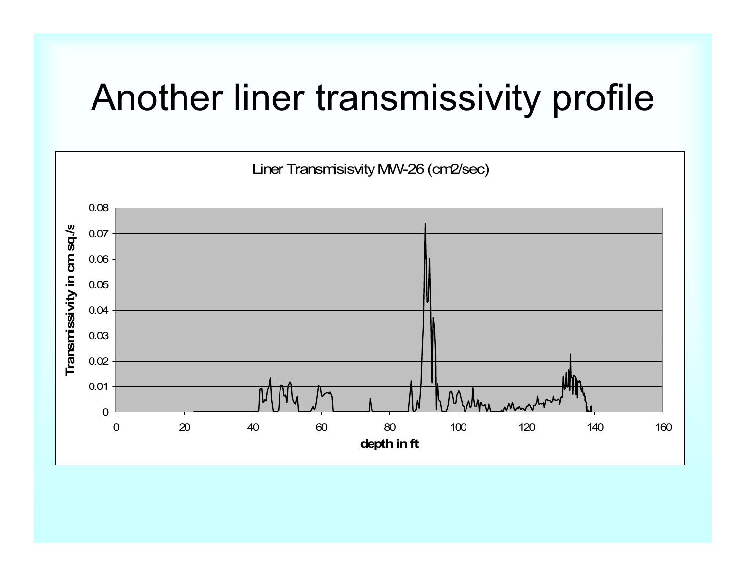# Another liner transmissivity profile

Liner Transmisisvity MW-26 (cm2/sec)

Transmissivity in cm sq./s

0.08
0.07
0.06
0.05
0.04
0.03
0.02
0.01
0

0 20 40 60 80 100 120 140 160

depth in ft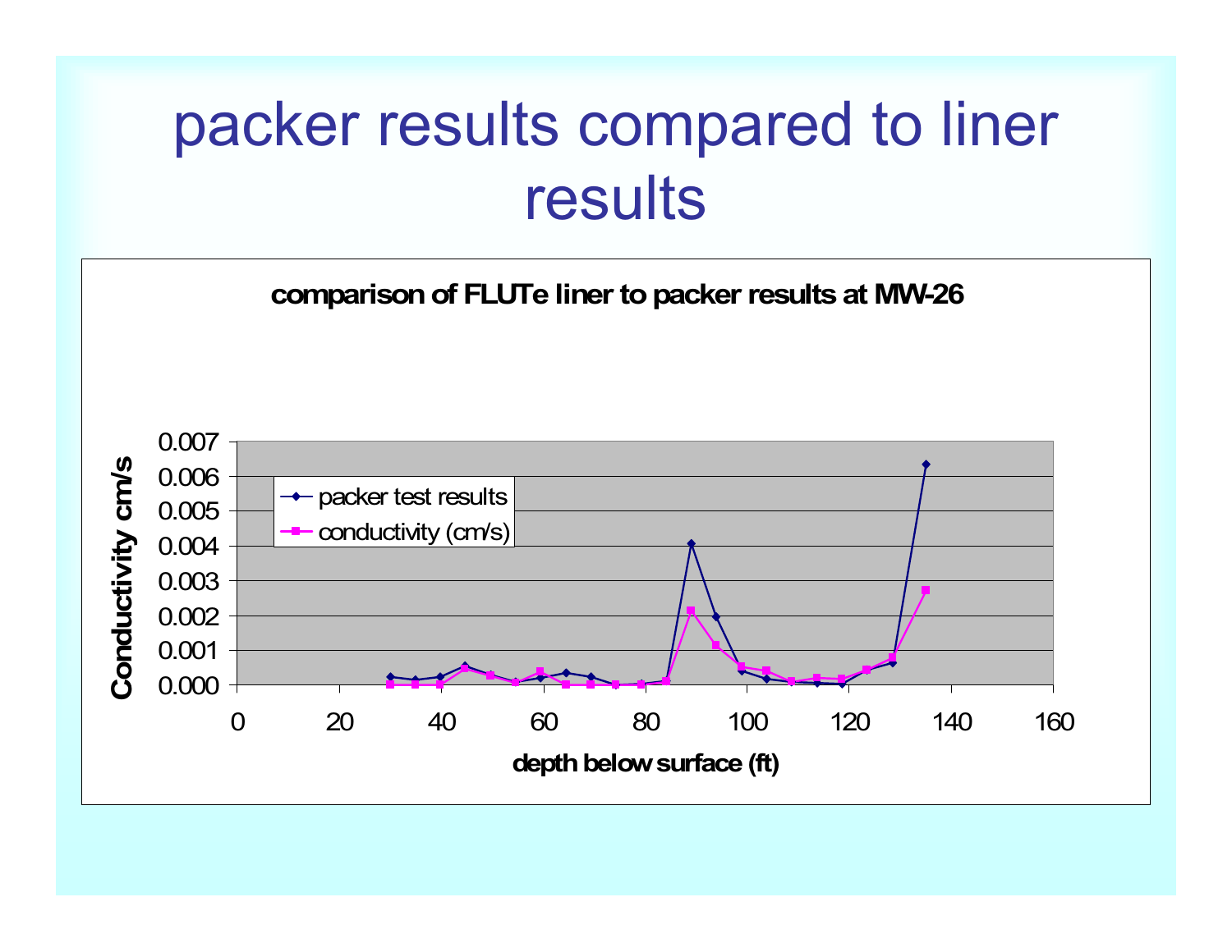# packer results compared to liner results

**comparison of FLUTe liner to packer results at MW-26**

- packer test results
- conductivity (cm/s)

Conductivity cm/s: 0.000, 0.001, 0.002, 0.003, 0.004, 0.005, 0.006, 0.007

depth below surface (ft): 0, 20, 40, 60, 80, 100, 120, 140, 160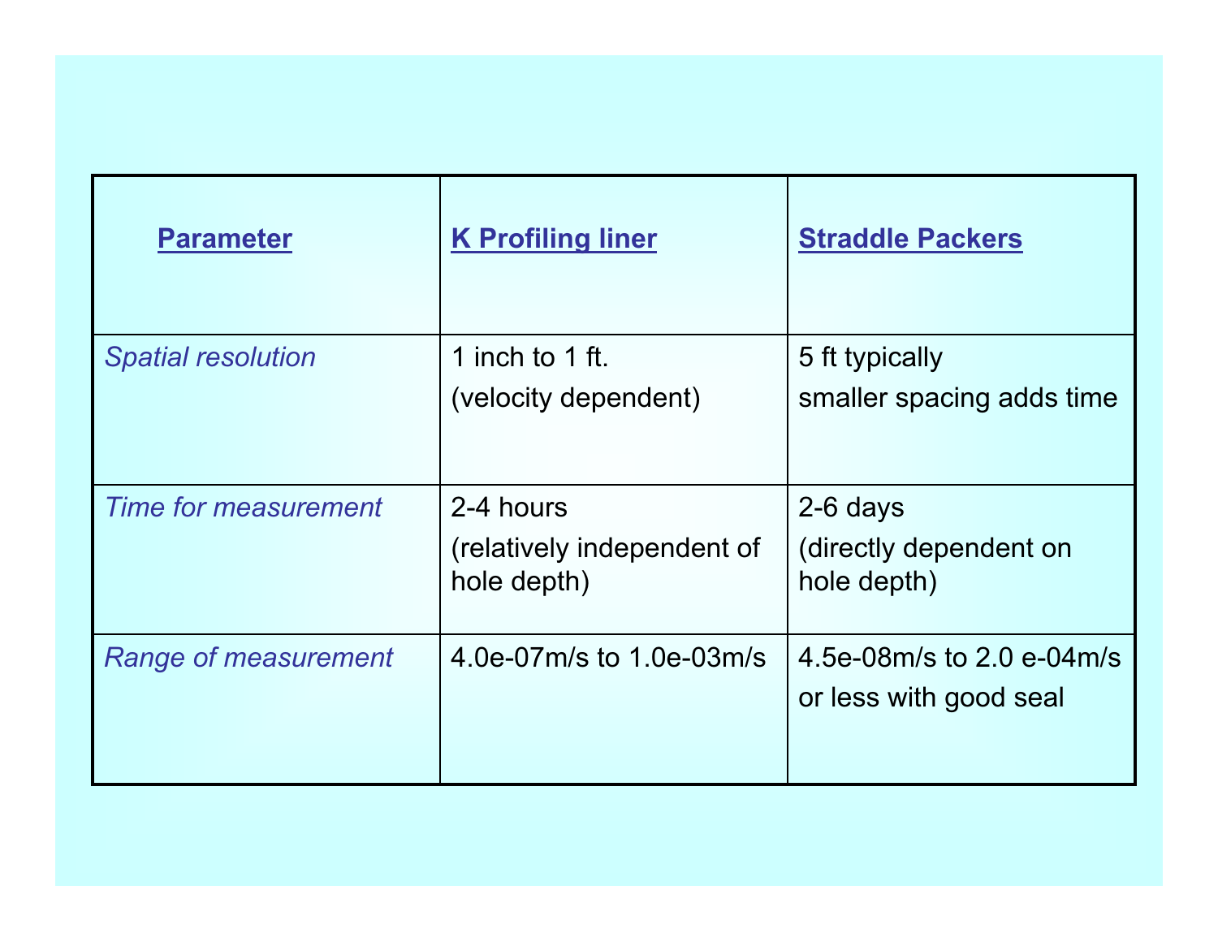| Parameter | K Profiling liner | Straddle Packers |
|---|---|---|
| *Spatial resolution* | 1 inch to 1 ft. (velocity dependent) | 5 ft typically smaller spacing adds time |
| *Time for measurement* | 2-4 hours (relatively independent of hole depth) | 2-6 days (directly dependent on hole depth) |
| *Range of measurement* | 4.0e-07m/s to 1.0e-03m/s | 4.5e-08m/s to 2.0 e-04m/s or less with good seal |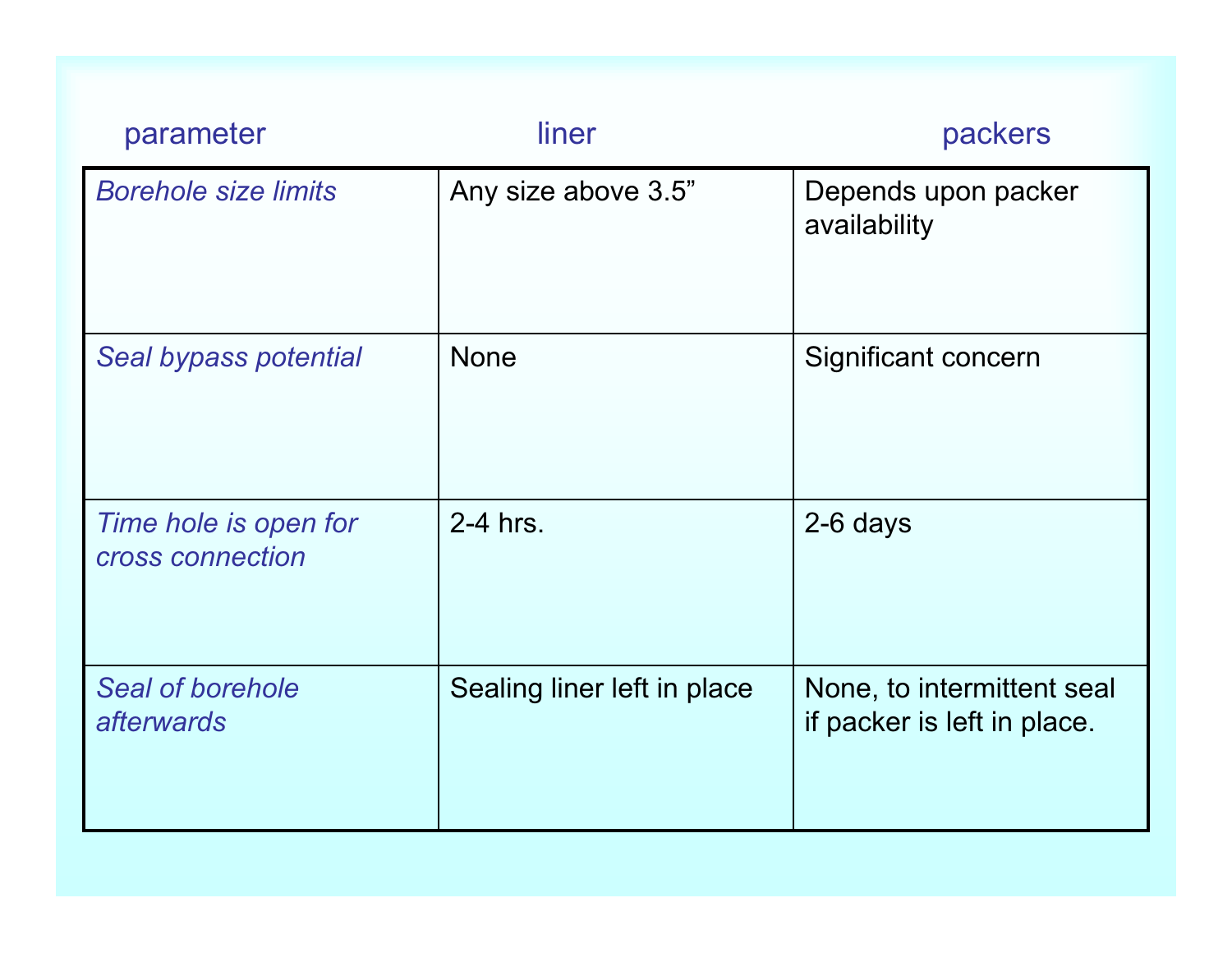| parameter | liner | packers |
|---|---|---|
| *Borehole size limits* | Any size above 3.5” | Depends upon packer availability |
| *Seal bypass potential* | None | Significant concern |
| *Time hole is open for cross connection* | 2-4 hrs. | 2-6 days |
| *Seal of borehole afterwards* | Sealing liner left in place | None, to intermittent seal if packer is left in place. |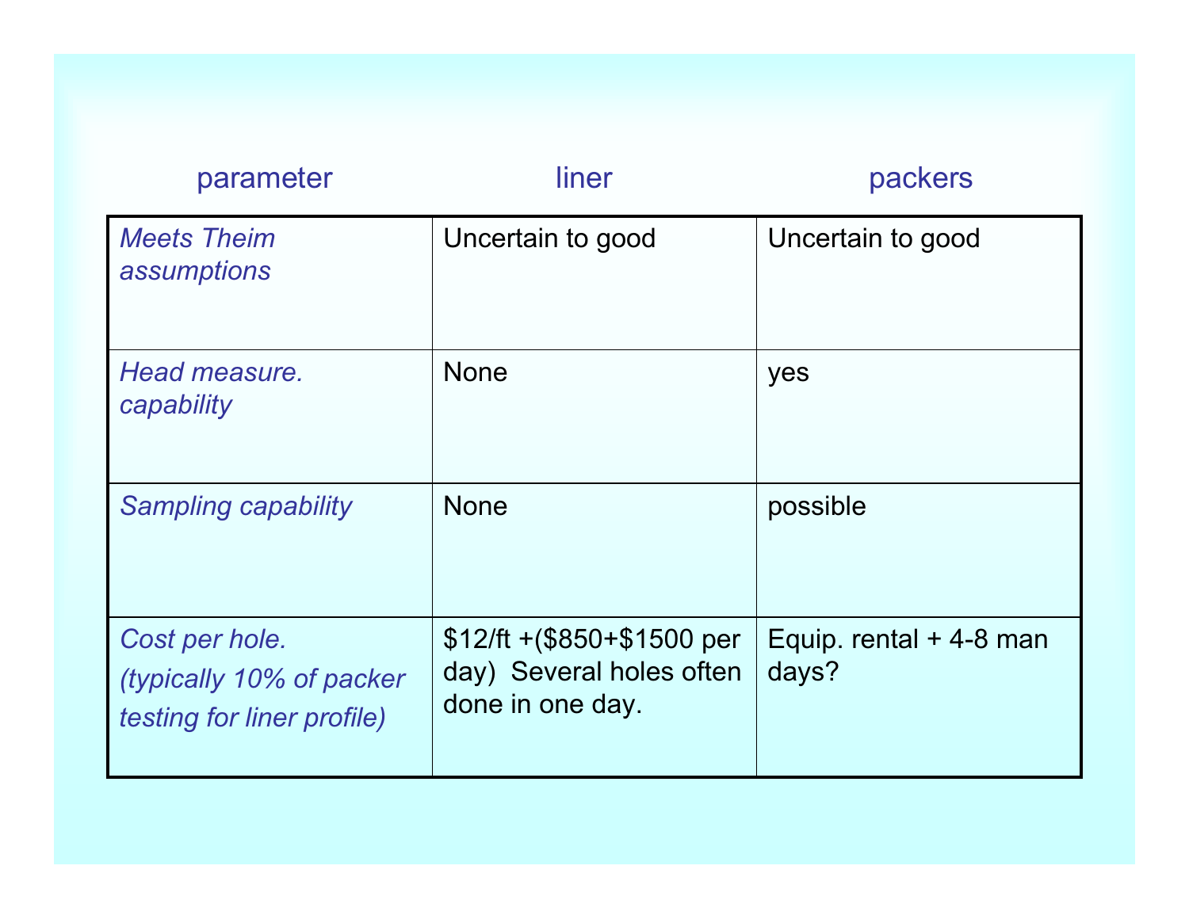| parameter | liner | packers |
|---|---|---|
| *Meets Theim assumptions* | Uncertain to good | Uncertain to good |
| *Head measure. capability* | None | yes |
| *Sampling capability* | None | possible |
| *Cost per hole. (typically 10% of packer testing for liner profile)* | $12/ft +($850+$1500 per day) Several holes often done in one day. | Equip. rental + 4-8 man days? |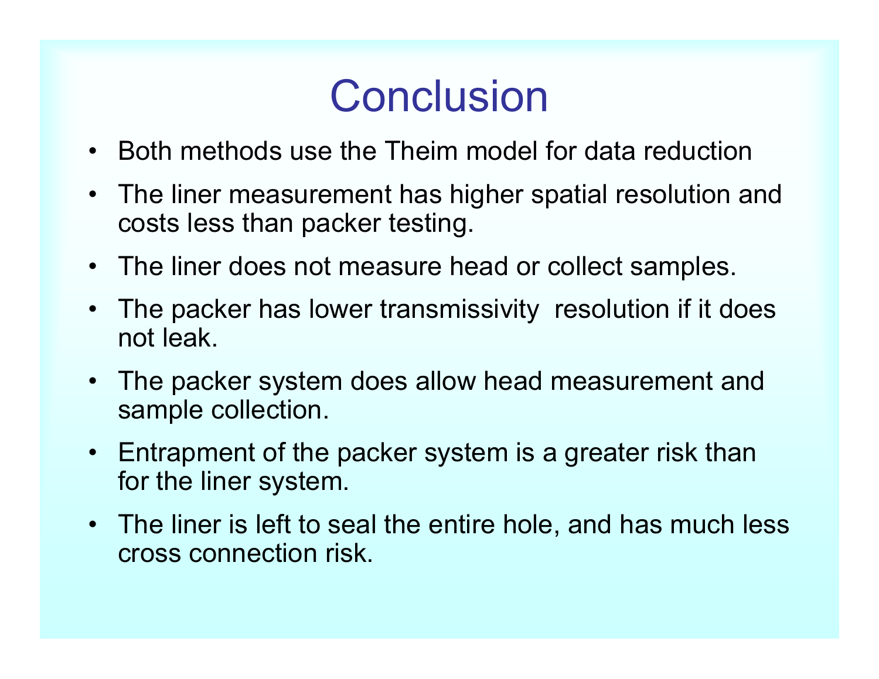# Conclusion

- Both methods use the Theim model for data reduction
- The liner measurement has higher spatial resolution and costs less than packer testing.
- The liner does not measure head or collect samples.
- The packer has lower transmissivity resolution if it does not leak.
- The packer system does allow head measurement and sample collection.
- Entrapment of the packer system is a greater risk than for the liner system.
- The liner is left to seal the entire hole, and has much less cross connection risk.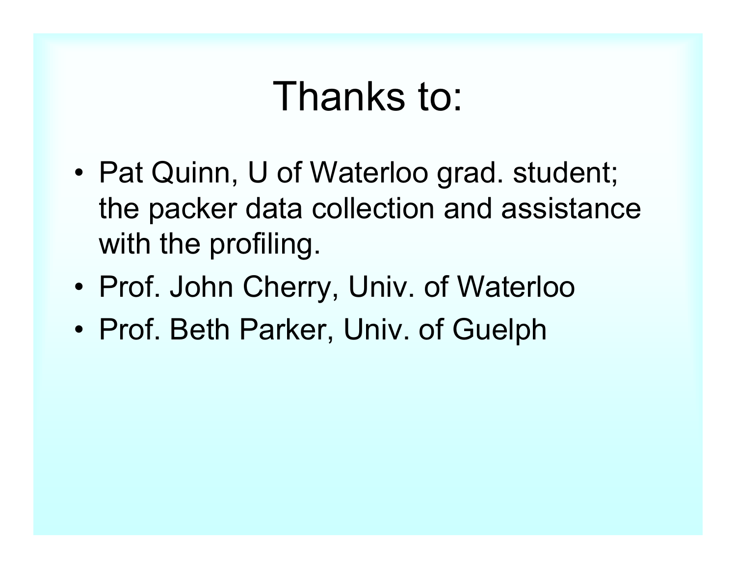# Thanks to:

- Pat Quinn, U of Waterloo grad. student; the packer data collection and assistance with the profiling.
- Prof. John Cherry, Univ. of Waterloo
- Prof. Beth Parker, Univ. of Guelph